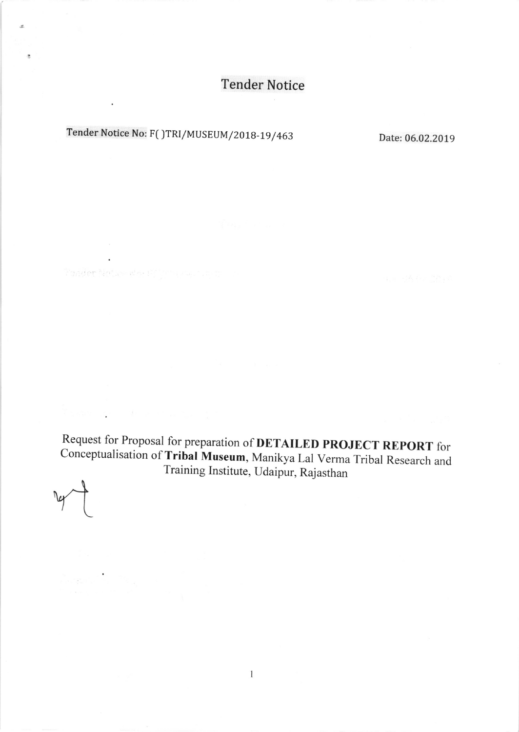# Tender Notice

Tender Notice No: F( )TRI/MUSEUM/2018-19/463 Date: 06.02.2019

Request for Proposal for preparation of **DETAILED PROJECT REPORT** for Conceptualisation of **Tribal Museum**, Manikya Lal Verma Tribal Research and Training Institute, Udaipur, Rajasthan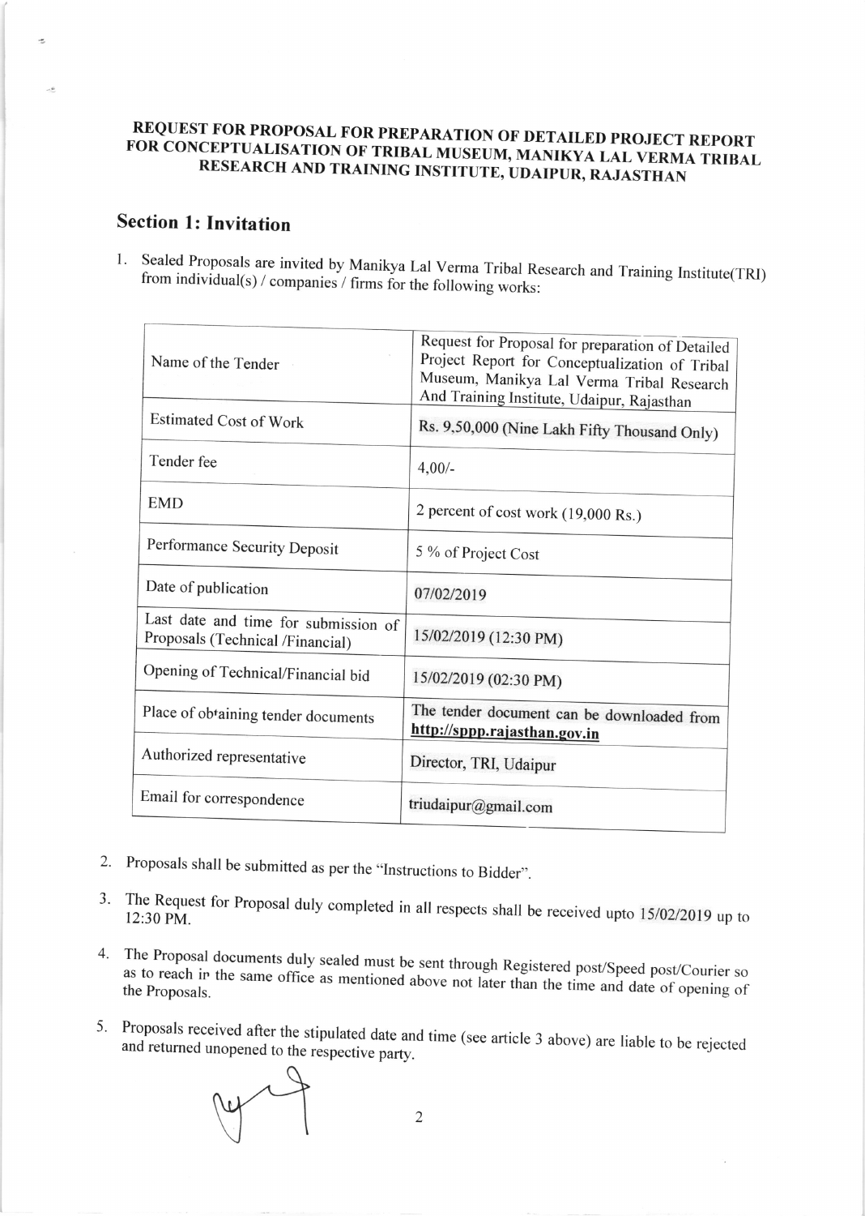## REQUEST FOR PROPOSAL FOR PREPARATION OF DETAILED PROJECT REPORT FOR CONCEPTUALISATION OF TRIBAL MUSEUM, MANIKYA LAL VERMA TRIBAL RESEARCH AND TRAINING INSTITUTE, UDAIPUR, RAJASTHAN

## Section 1: Invitation

1. Sealed Proposals are invited by Manikya Lal Verma Tribal Research and Training Institute(TRI) from individual(s) / companies / firms for the following works:

| | |
|---|---|
| Name of the Tender | Request for Proposal for preparation of Detailed Project Report for Conceptualization of Tribal Museum, Manikya Lal Verma Tribal Research And Training Institute, Udaipur, Rajasthan |
| Estimated Cost of Work | Rs. 9,50,000 (Nine Lakh Fifty Thousand Only) |
| Tender fee | 4,00/- |
| EMD | 2 percent of cost work (19,000 Rs.) |
| Performance Security Deposit | 5 % of Project Cost |
| Date of publication | 07/02/2019 |
| Last date and time for submission of Proposals (Technical /Financial) | 15/02/2019 (12:30 PM) |
| Opening of Technical/Financial bid | 15/02/2019 (02:30 PM) |
| Place of obtaining tender documents | The tender document can be downloaded from **http://sppp.rajasthan.gov.in** |
| Authorized representative | Director, TRI, Udaipur |
| Email for correspondence | triudaipur@gmail.com |

2. Proposals shall be submitted as per the "Instructions to Bidder".

3. The Request for Proposal duly completed in all respects shall be received upto 15/02/2019 up to 12:30 PM.

4. The Proposal documents duly sealed must be sent through Registered post/Speed post/Courier so as to reach in the same office as mentioned above not later than the time and date of opening of the Proposals.

5. Proposals received after the stipulated date and time (see article 3 above) are liable to be rejected and returned unopened to the respective party.